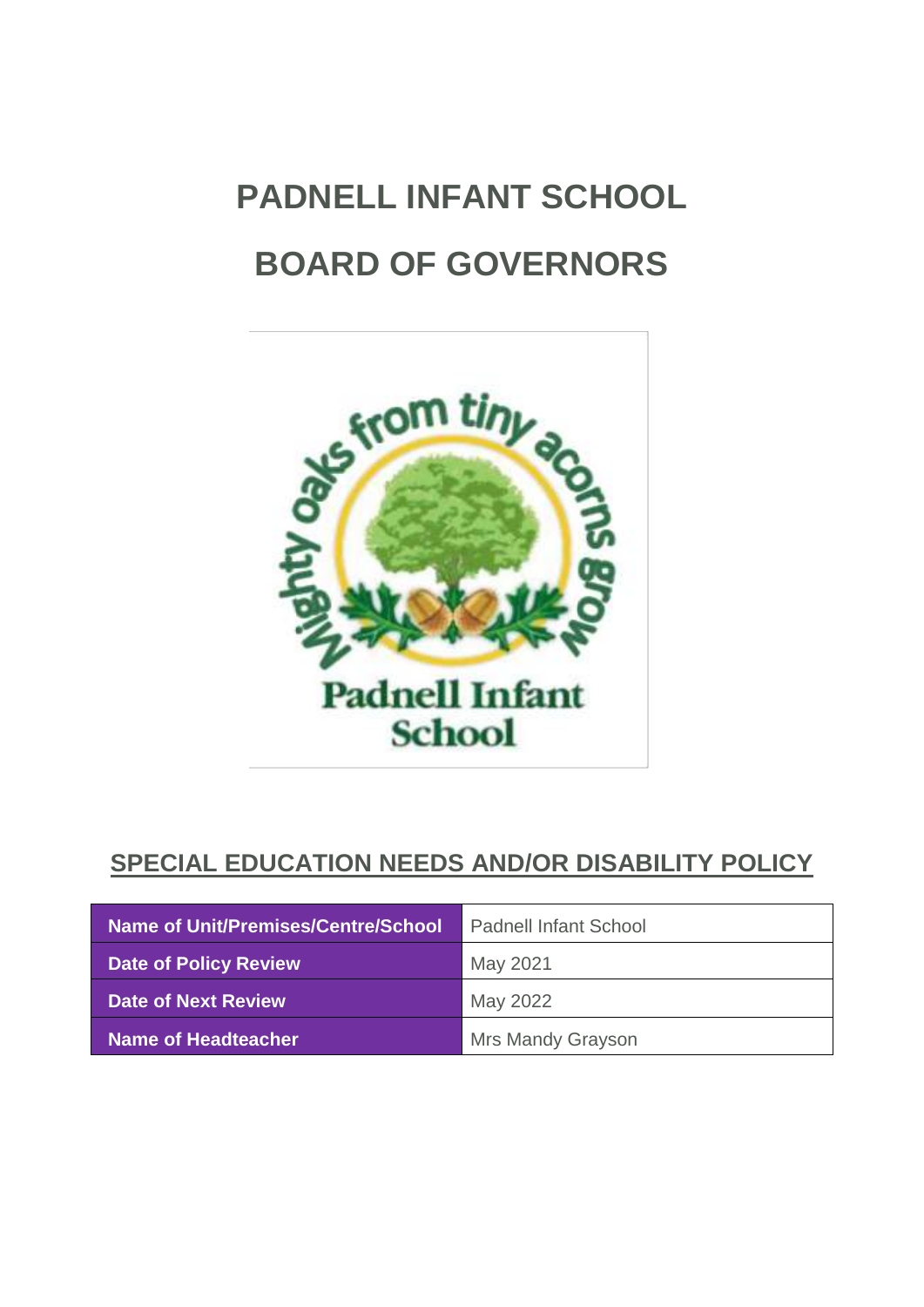# PADNELL INFANT SCHOOL

# BOARD OF GOVERNORS

## SPECIAL EDUCATION NEEDS AND/OR DISABILITY POLICY

| Name of Unit/Premises/Centre/School | Padnell Infant School |
|---|---|
| Date of Policy Review | May 2021 |
| Date of Next Review | May 2022 |
| Name of Headteacher | Mrs Mandy Grayson |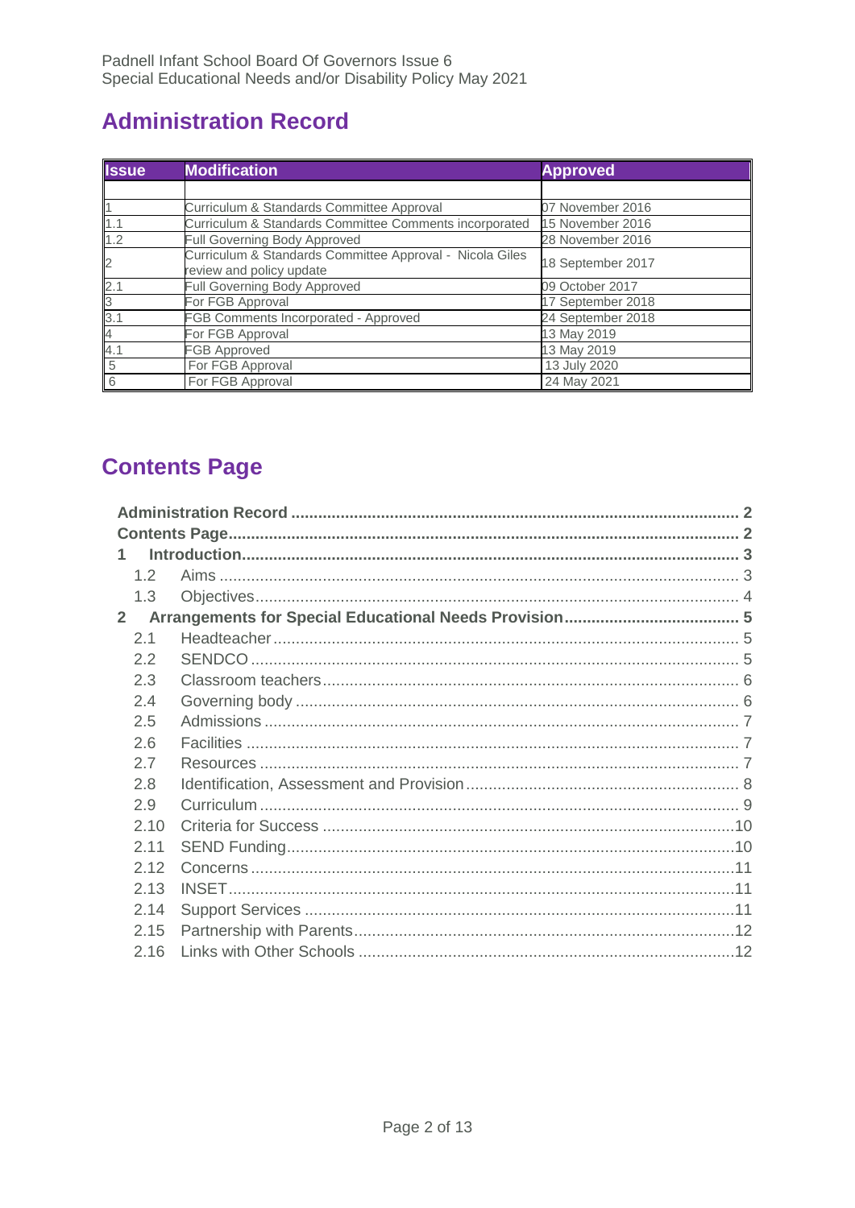## Administration Record

| Issue | Modification | Approved |
|---|---|---|
| | | |
| 1 | Curriculum & Standards Committee Approval | 07 November 2016 |
| 1.1 | Curriculum & Standards Committee Comments incorporated | 15 November 2016 |
| 1.2 | Full Governing Body Approved | 28 November 2016 |
| 2 | Curriculum & Standards Committee Approval - Nicola Giles review and policy update | 18 September 2017 |
| 2.1 | Full Governing Body Approved | 09 October 2017 |
| 3 | For FGB Approval | 17 September 2018 |
| 3.1 | FGB Comments Incorporated - Approved | 24 September 2018 |
| 4 | For FGB Approval | 13 May 2019 |
| 4.1 | FGB Approved | 13 May 2019 |
| 5 | For FGB Approval | 13 July 2020 |
| 6 | For FGB Approval | 24 May 2021 |

## Contents Page

**Administration Record** .......... **2**
**Contents Page** .......... **2**
**1 Introduction** .......... **3**
- 1.2 Aims .......... 3
- 1.3 Objectives .......... 4

**2 Arrangements for Special Educational Needs Provision** .......... **5**
- 2.1 Headteacher .......... 5
- 2.2 SENDCO .......... 5
- 2.3 Classroom teachers .......... 6
- 2.4 Governing body .......... 6
- 2.5 Admissions .......... 7
- 2.6 Facilities .......... 7
- 2.7 Resources .......... 7
- 2.8 Identification, Assessment and Provision .......... 8
- 2.9 Curriculum .......... 9
- 2.10 Criteria for Success .......... 10
- 2.11 SEND Funding .......... 10
- 2.12 Concerns .......... 11
- 2.13 INSET .......... 11
- 2.14 Support Services .......... 11
- 2.15 Partnership with Parents .......... 12
- 2.16 Links with Other Schools .......... 12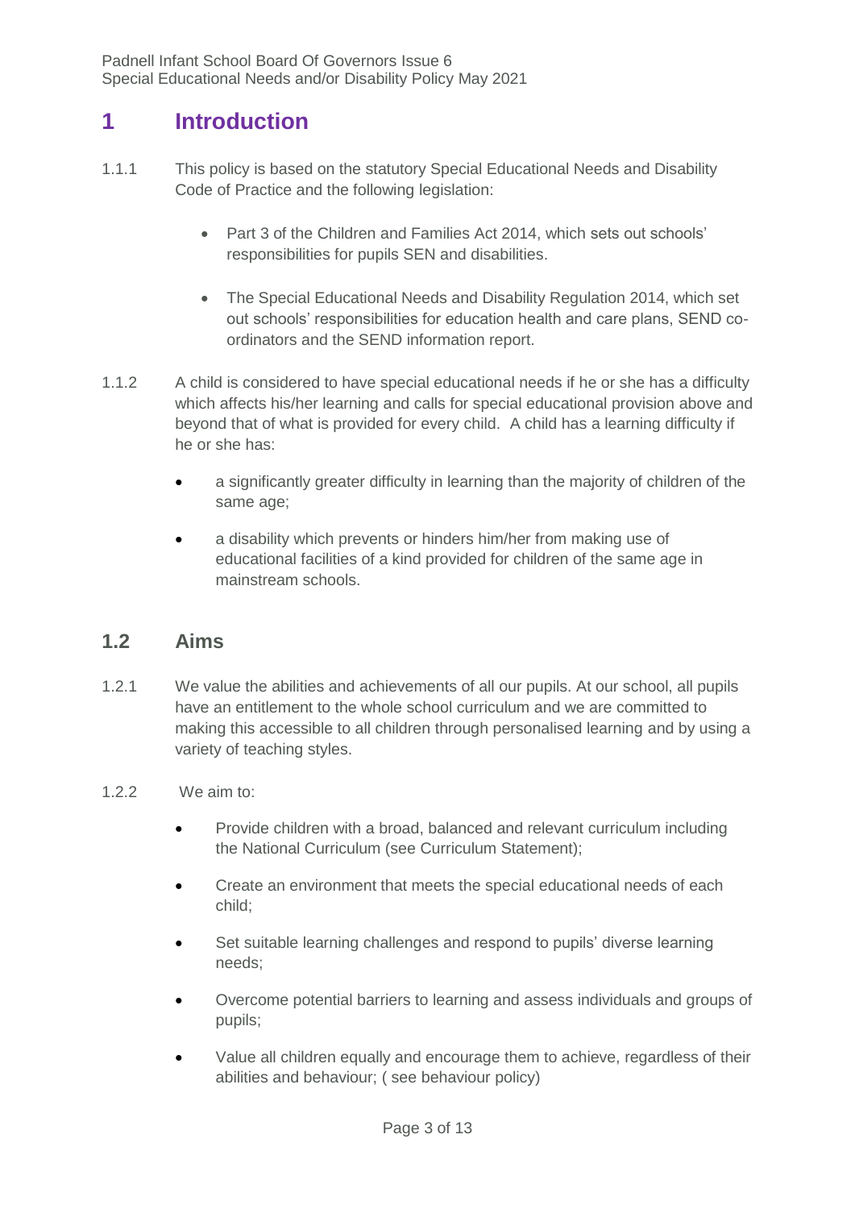# 1 Introduction

1.1.1 This policy is based on the statutory Special Educational Needs and Disability Code of Practice and the following legislation:

- Part 3 of the Children and Families Act 2014, which sets out schools' responsibilities for pupils SEN and disabilities.
- The Special Educational Needs and Disability Regulation 2014, which set out schools' responsibilities for education health and care plans, SEND co-ordinators and the SEND information report.

1.1.2 A child is considered to have special educational needs if he or she has a difficulty which affects his/her learning and calls for special educational provision above and beyond that of what is provided for every child. A child has a learning difficulty if he or she has:

- a significantly greater difficulty in learning than the majority of children of the same age;
- a disability which prevents or hinders him/her from making use of educational facilities of a kind provided for children of the same age in mainstream schools.

## 1.2 Aims

1.2.1 We value the abilities and achievements of all our pupils. At our school, all pupils have an entitlement to the whole school curriculum and we are committed to making this accessible to all children through personalised learning and by using a variety of teaching styles.

1.2.2 We aim to:

- Provide children with a broad, balanced and relevant curriculum including the National Curriculum (see Curriculum Statement);
- Create an environment that meets the special educational needs of each child;
- Set suitable learning challenges and respond to pupils' diverse learning needs;
- Overcome potential barriers to learning and assess individuals and groups of pupils;
- Value all children equally and encourage them to achieve, regardless of their abilities and behaviour; ( see behaviour policy)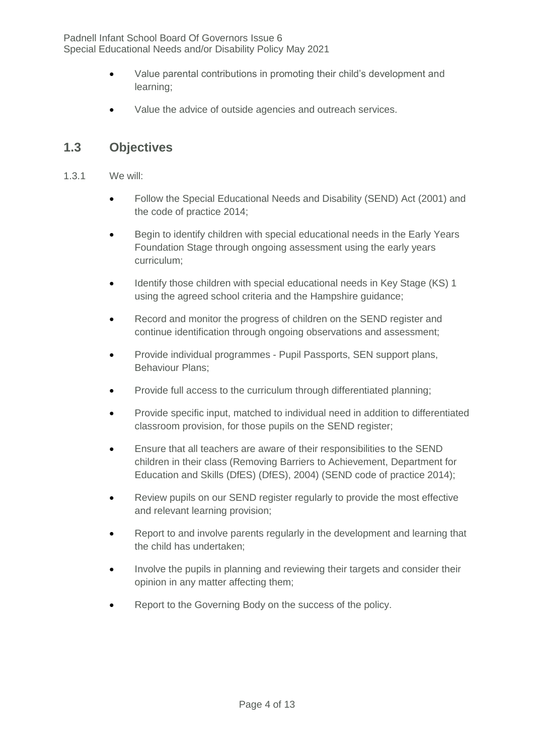- Value parental contributions in promoting their child's development and learning;
- Value the advice of outside agencies and outreach services.

## 1.3 Objectives

1.3.1 We will:

- Follow the Special Educational Needs and Disability (SEND) Act (2001) and the code of practice 2014;
- Begin to identify children with special educational needs in the Early Years Foundation Stage through ongoing assessment using the early years curriculum;
- Identify those children with special educational needs in Key Stage (KS) 1 using the agreed school criteria and the Hampshire guidance;
- Record and monitor the progress of children on the SEND register and continue identification through ongoing observations and assessment;
- Provide individual programmes - Pupil Passports, SEN support plans, Behaviour Plans;
- Provide full access to the curriculum through differentiated planning;
- Provide specific input, matched to individual need in addition to differentiated classroom provision, for those pupils on the SEND register;
- Ensure that all teachers are aware of their responsibilities to the SEND children in their class (Removing Barriers to Achievement, Department for Education and Skills (DfES) (DfES), 2004) (SEND code of practice 2014);
- Review pupils on our SEND register regularly to provide the most effective and relevant learning provision;
- Report to and involve parents regularly in the development and learning that the child has undertaken;
- Involve the pupils in planning and reviewing their targets and consider their opinion in any matter affecting them;
- Report to the Governing Body on the success of the policy.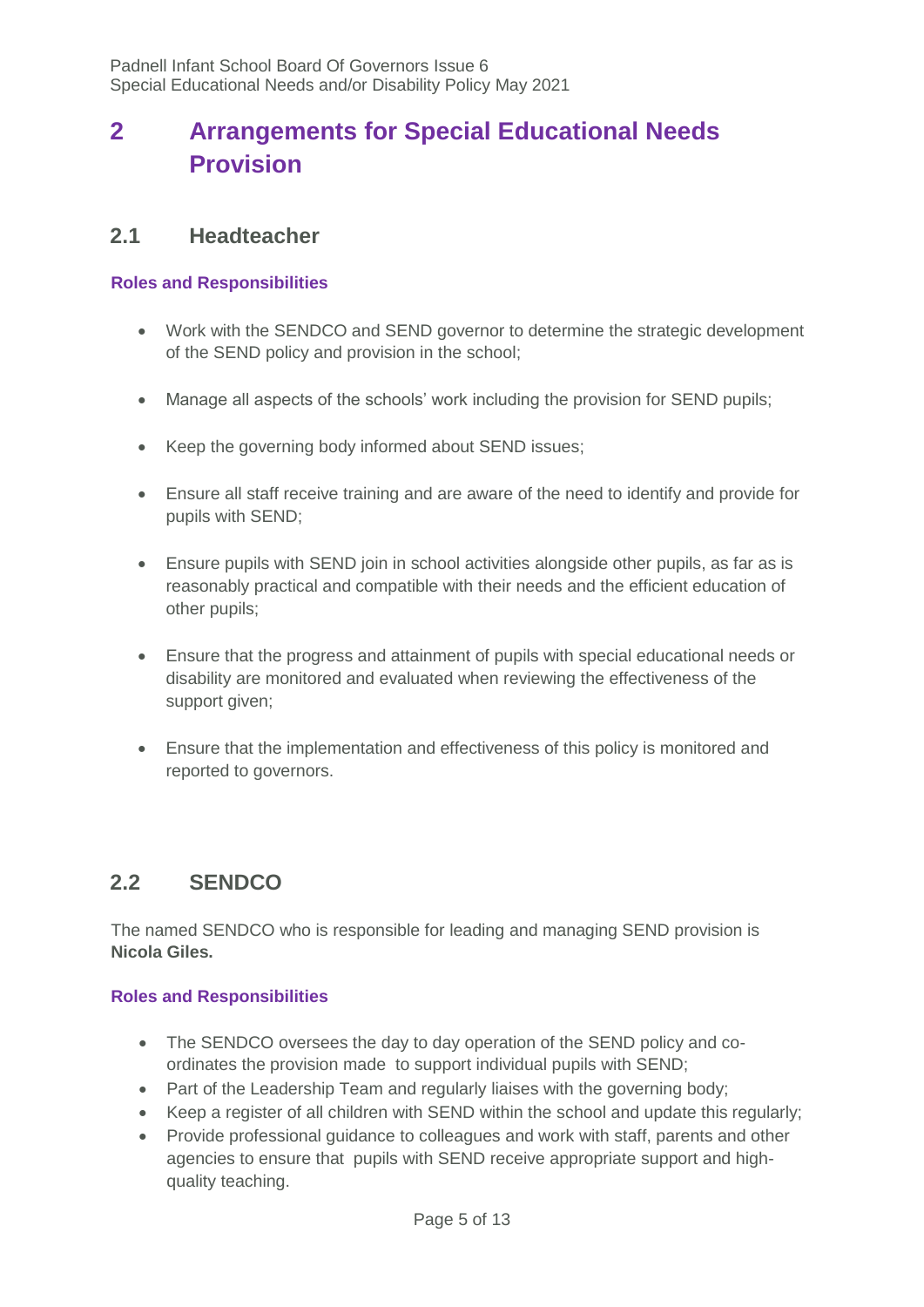# 2 Arrangements for Special Educational Needs Provision

## 2.1 Headteacher

### Roles and Responsibilities

- Work with the SENDCO and SEND governor to determine the strategic development of the SEND policy and provision in the school;

- Manage all aspects of the schools' work including the provision for SEND pupils;

- Keep the governing body informed about SEND issues;

- Ensure all staff receive training and are aware of the need to identify and provide for pupils with SEND;

- Ensure pupils with SEND join in school activities alongside other pupils, as far as is reasonably practical and compatible with their needs and the efficient education of other pupils;

- Ensure that the progress and attainment of pupils with special educational needs or disability are monitored and evaluated when reviewing the effectiveness of the support given;

- Ensure that the implementation and effectiveness of this policy is monitored and reported to governors.

## 2.2 SENDCO

The named SENDCO who is responsible for leading and managing SEND provision is **Nicola Giles.**

### Roles and Responsibilities

- The SENDCO oversees the day to day operation of the SEND policy and co-ordinates the provision made to support individual pupils with SEND;
- Part of the Leadership Team and regularly liaises with the governing body;
- Keep a register of all children with SEND within the school and update this regularly;
- Provide professional guidance to colleagues and work with staff, parents and other agencies to ensure that pupils with SEND receive appropriate support and high-quality teaching.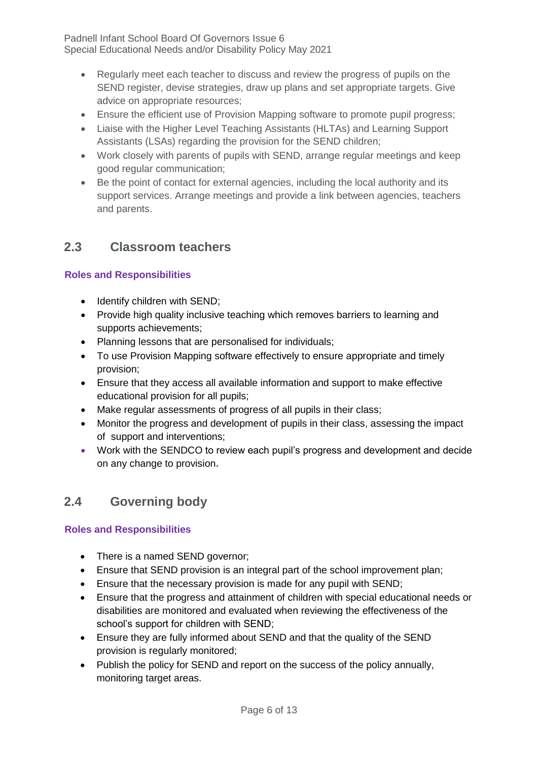- Regularly meet each teacher to discuss and review the progress of pupils on the SEND register, devise strategies, draw up plans and set appropriate targets. Give advice on appropriate resources;
- Ensure the efficient use of Provision Mapping software to promote pupil progress;
- Liaise with the Higher Level Teaching Assistants (HLTAs) and Learning Support Assistants (LSAs) regarding the provision for the SEND children;
- Work closely with parents of pupils with SEND, arrange regular meetings and keep good regular communication;
- Be the point of contact for external agencies, including the local authority and its support services. Arrange meetings and provide a link between agencies, teachers and parents.

## 2.3 Classroom teachers

**Roles and Responsibilities**

- Identify children with SEND;
- Provide high quality inclusive teaching which removes barriers to learning and supports achievements;
- Planning lessons that are personalised for individuals;
- To use Provision Mapping software effectively to ensure appropriate and timely provision;
- Ensure that they access all available information and support to make effective educational provision for all pupils;
- Make regular assessments of progress of all pupils in their class;
- Monitor the progress and development of pupils in their class, assessing the impact of support and interventions;
- Work with the SENDCO to review each pupil's progress and development and decide on any change to provision.

## 2.4 Governing body

**Roles and Responsibilities**

- There is a named SEND governor;
- Ensure that SEND provision is an integral part of the school improvement plan;
- Ensure that the necessary provision is made for any pupil with SEND;
- Ensure that the progress and attainment of children with special educational needs or disabilities are monitored and evaluated when reviewing the effectiveness of the school's support for children with SEND;
- Ensure they are fully informed about SEND and that the quality of the SEND provision is regularly monitored;
- Publish the policy for SEND and report on the success of the policy annually, monitoring target areas.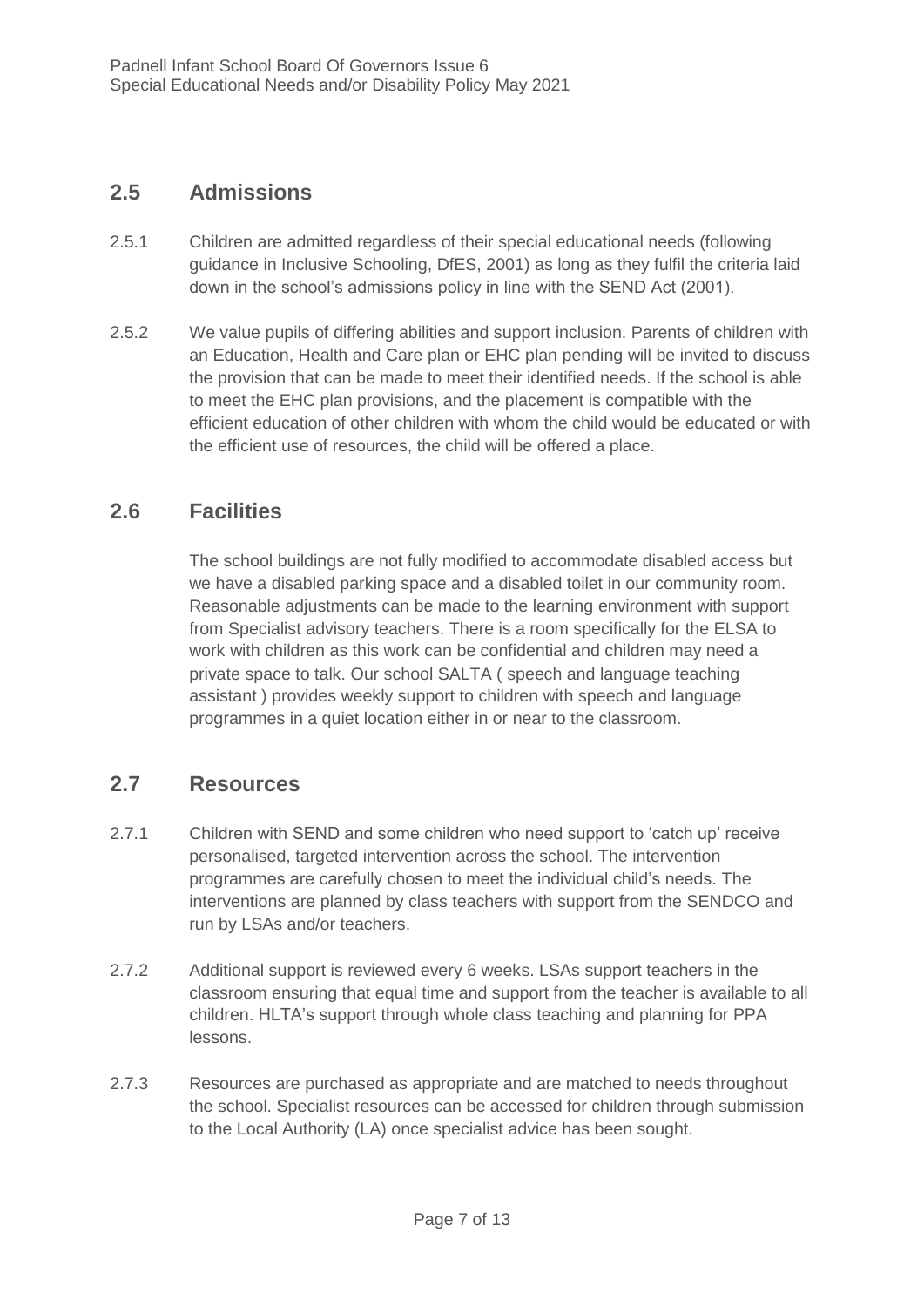## 2.5 Admissions

2.5.1 Children are admitted regardless of their special educational needs (following guidance in Inclusive Schooling, DfES, 2001) as long as they fulfil the criteria laid down in the school's admissions policy in line with the SEND Act (2001).

2.5.2 We value pupils of differing abilities and support inclusion. Parents of children with an Education, Health and Care plan or EHC plan pending will be invited to discuss the provision that can be made to meet their identified needs. If the school is able to meet the EHC plan provisions, and the placement is compatible with the efficient education of other children with whom the child would be educated or with the efficient use of resources, the child will be offered a place.

## 2.6 Facilities

The school buildings are not fully modified to accommodate disabled access but we have a disabled parking space and a disabled toilet in our community room. Reasonable adjustments can be made to the learning environment with support from Specialist advisory teachers. There is a room specifically for the ELSA to work with children as this work can be confidential and children may need a private space to talk. Our school SALTA ( speech and language teaching assistant ) provides weekly support to children with speech and language programmes in a quiet location either in or near to the classroom.

## 2.7 Resources

2.7.1 Children with SEND and some children who need support to 'catch up' receive personalised, targeted intervention across the school. The intervention programmes are carefully chosen to meet the individual child's needs. The interventions are planned by class teachers with support from the SENDCO and run by LSAs and/or teachers.

2.7.2 Additional support is reviewed every 6 weeks. LSAs support teachers in the classroom ensuring that equal time and support from the teacher is available to all children. HLTA's support through whole class teaching and planning for PPA lessons.

2.7.3 Resources are purchased as appropriate and are matched to needs throughout the school. Specialist resources can be accessed for children through submission to the Local Authority (LA) once specialist advice has been sought.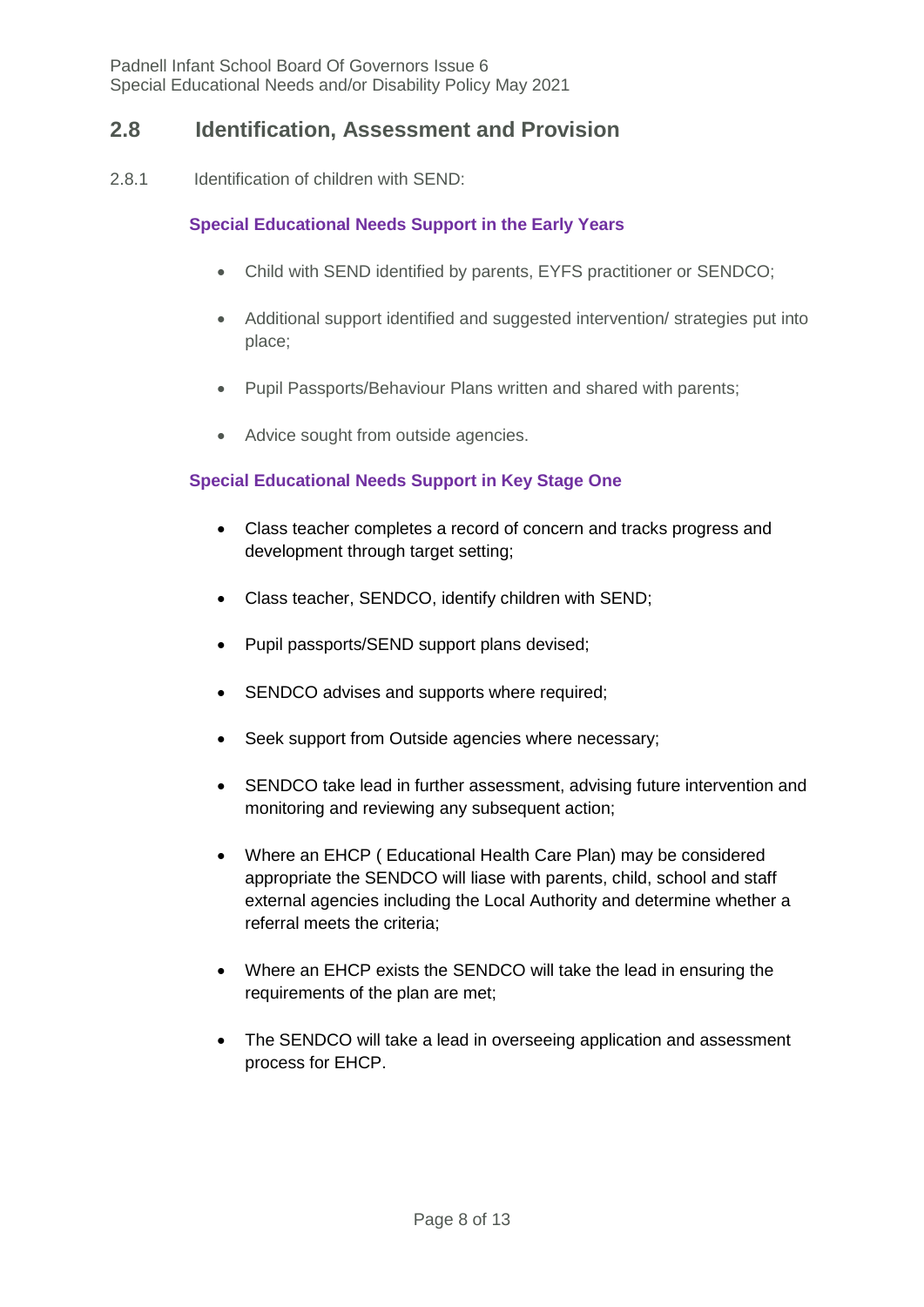## 2.8 Identification, Assessment and Provision

2.8.1 Identification of children with SEND:

**Special Educational Needs Support in the Early Years**

- Child with SEND identified by parents, EYFS practitioner or SENDCO;
- Additional support identified and suggested intervention/ strategies put into place;
- Pupil Passports/Behaviour Plans written and shared with parents;
- Advice sought from outside agencies.

**Special Educational Needs Support in Key Stage One**

- Class teacher completes a record of concern and tracks progress and development through target setting;
- Class teacher, SENDCO, identify children with SEND;
- Pupil passports/SEND support plans devised;
- SENDCO advises and supports where required;
- Seek support from Outside agencies where necessary;
- SENDCO take lead in further assessment, advising future intervention and monitoring and reviewing any subsequent action;
- Where an EHCP ( Educational Health Care Plan) may be considered appropriate the SENDCO will liase with parents, child, school and staff external agencies including the Local Authority and determine whether a referral meets the criteria;
- Where an EHCP exists the SENDCO will take the lead in ensuring the requirements of the plan are met;
- The SENDCO will take a lead in overseeing application and assessment process for EHCP.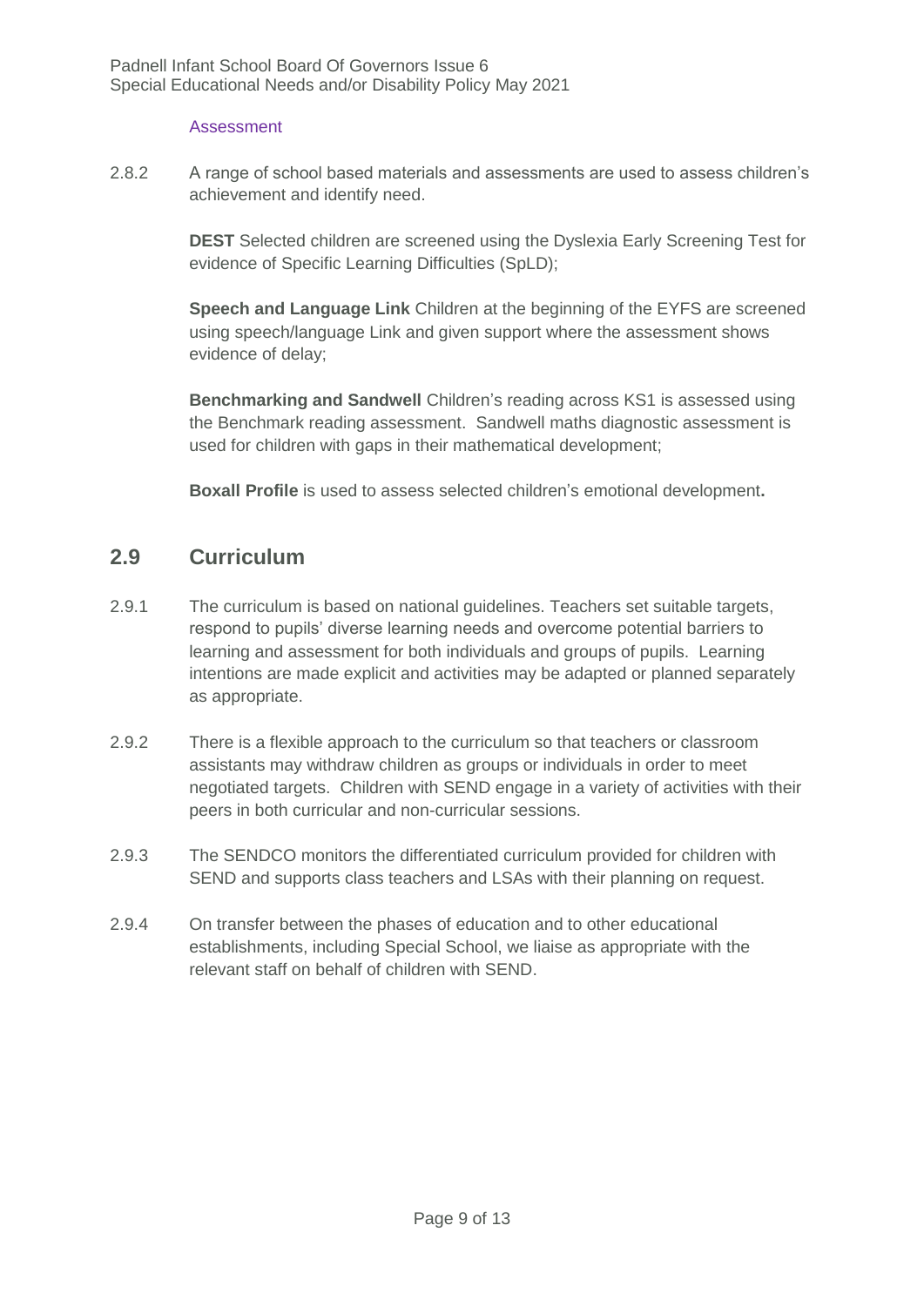#### Assessment

2.8.2 A range of school based materials and assessments are used to assess children's achievement and identify need.

**DEST** Selected children are screened using the Dyslexia Early Screening Test for evidence of Specific Learning Difficulties (SpLD);

**Speech and Language Link** Children at the beginning of the EYFS are screened using speech/language Link and given support where the assessment shows evidence of delay;

**Benchmarking and Sandwell** Children's reading across KS1 is assessed using the Benchmark reading assessment. Sandwell maths diagnostic assessment is used for children with gaps in their mathematical development;

**Boxall Profile** is used to assess selected children's emotional development**.**

## 2.9 Curriculum

2.9.1 The curriculum is based on national guidelines. Teachers set suitable targets, respond to pupils' diverse learning needs and overcome potential barriers to learning and assessment for both individuals and groups of pupils. Learning intentions are made explicit and activities may be adapted or planned separately as appropriate.

2.9.2 There is a flexible approach to the curriculum so that teachers or classroom assistants may withdraw children as groups or individuals in order to meet negotiated targets. Children with SEND engage in a variety of activities with their peers in both curricular and non-curricular sessions.

2.9.3 The SENDCO monitors the differentiated curriculum provided for children with SEND and supports class teachers and LSAs with their planning on request.

2.9.4 On transfer between the phases of education and to other educational establishments, including Special School, we liaise as appropriate with the relevant staff on behalf of children with SEND.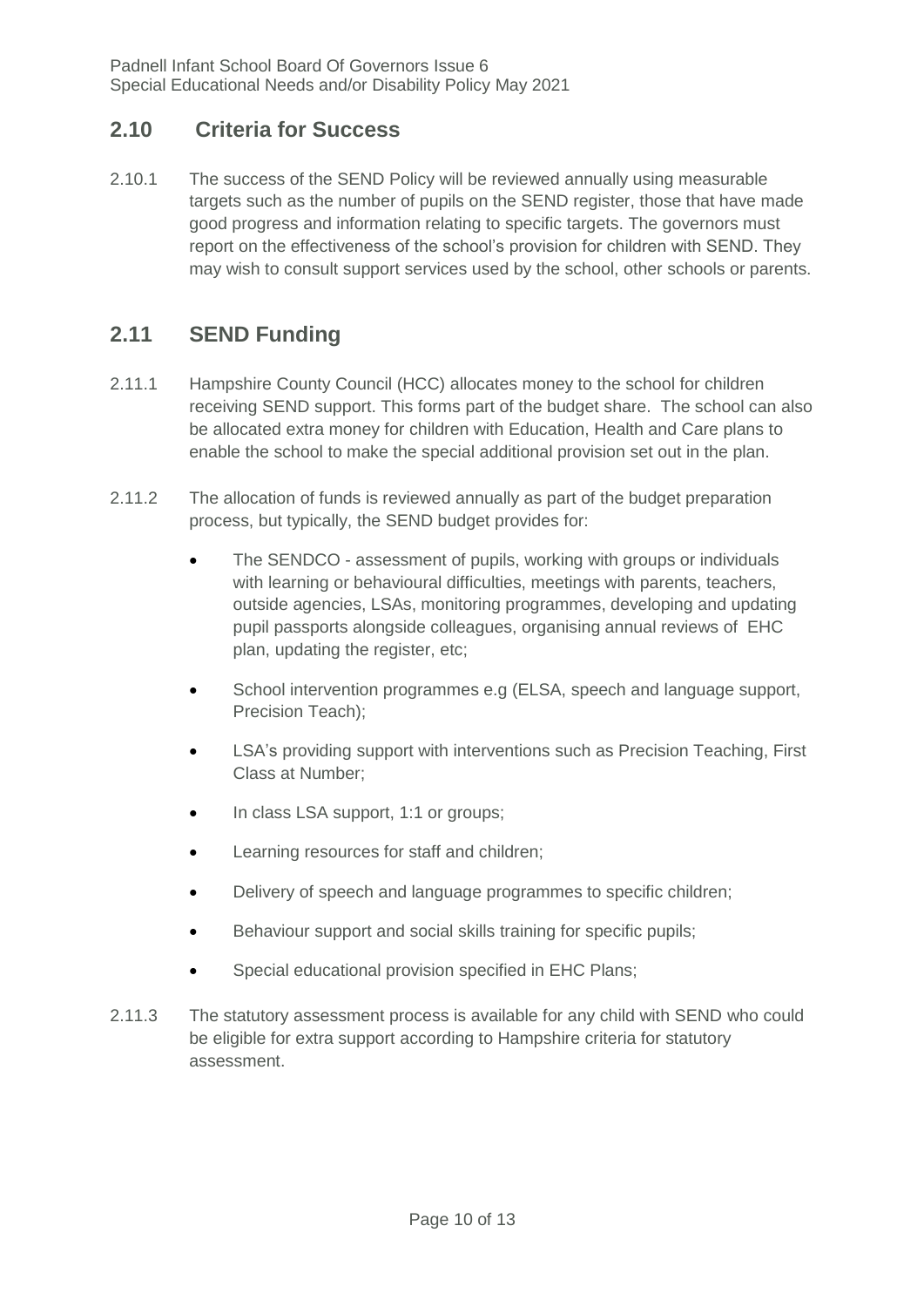## 2.10 Criteria for Success

2.10.1 The success of the SEND Policy will be reviewed annually using measurable targets such as the number of pupils on the SEND register, those that have made good progress and information relating to specific targets. The governors must report on the effectiveness of the school's provision for children with SEND. They may wish to consult support services used by the school, other schools or parents.

## 2.11 SEND Funding

2.11.1 Hampshire County Council (HCC) allocates money to the school for children receiving SEND support. This forms part of the budget share. The school can also be allocated extra money for children with Education, Health and Care plans to enable the school to make the special additional provision set out in the plan.

2.11.2 The allocation of funds is reviewed annually as part of the budget preparation process, but typically, the SEND budget provides for:

- The SENDCO - assessment of pupils, working with groups or individuals with learning or behavioural difficulties, meetings with parents, teachers, outside agencies, LSAs, monitoring programmes, developing and updating pupil passports alongside colleagues, organising annual reviews of EHC plan, updating the register, etc;
- School intervention programmes e.g (ELSA, speech and language support, Precision Teach);
- LSA's providing support with interventions such as Precision Teaching, First Class at Number;
- In class LSA support, 1:1 or groups;
- Learning resources for staff and children;
- Delivery of speech and language programmes to specific children;
- Behaviour support and social skills training for specific pupils;
- Special educational provision specified in EHC Plans;

2.11.3 The statutory assessment process is available for any child with SEND who could be eligible for extra support according to Hampshire criteria for statutory assessment.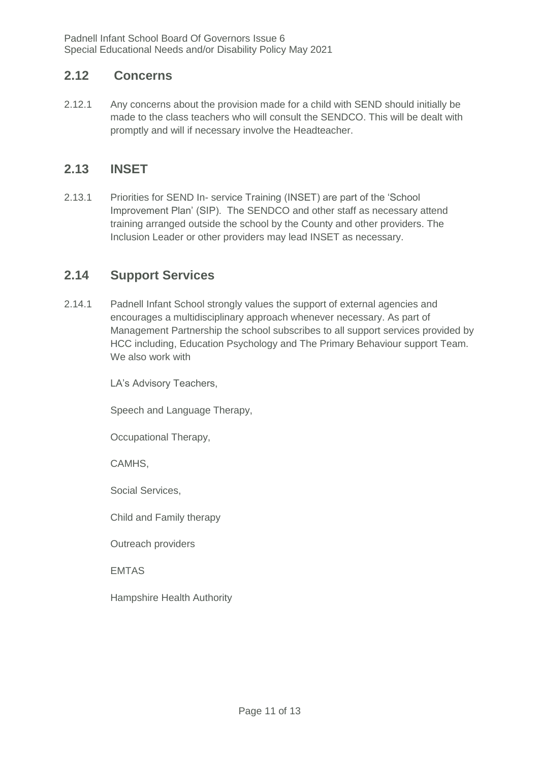## 2.12 Concerns

2.12.1 Any concerns about the provision made for a child with SEND should initially be made to the class teachers who will consult the SENDCO. This will be dealt with promptly and will if necessary involve the Headteacher.

## 2.13 INSET

2.13.1 Priorities for SEND In- service Training (INSET) are part of the 'School Improvement Plan' (SIP). The SENDCO and other staff as necessary attend training arranged outside the school by the County and other providers. The Inclusion Leader or other providers may lead INSET as necessary.

## 2.14 Support Services

2.14.1 Padnell Infant School strongly values the support of external agencies and encourages a multidisciplinary approach whenever necessary. As part of Management Partnership the school subscribes to all support services provided by HCC including, Education Psychology and The Primary Behaviour support Team. We also work with

LA's Advisory Teachers,

Speech and Language Therapy,

Occupational Therapy,

CAMHS,

Social Services,

Child and Family therapy

Outreach providers

EMTAS

Hampshire Health Authority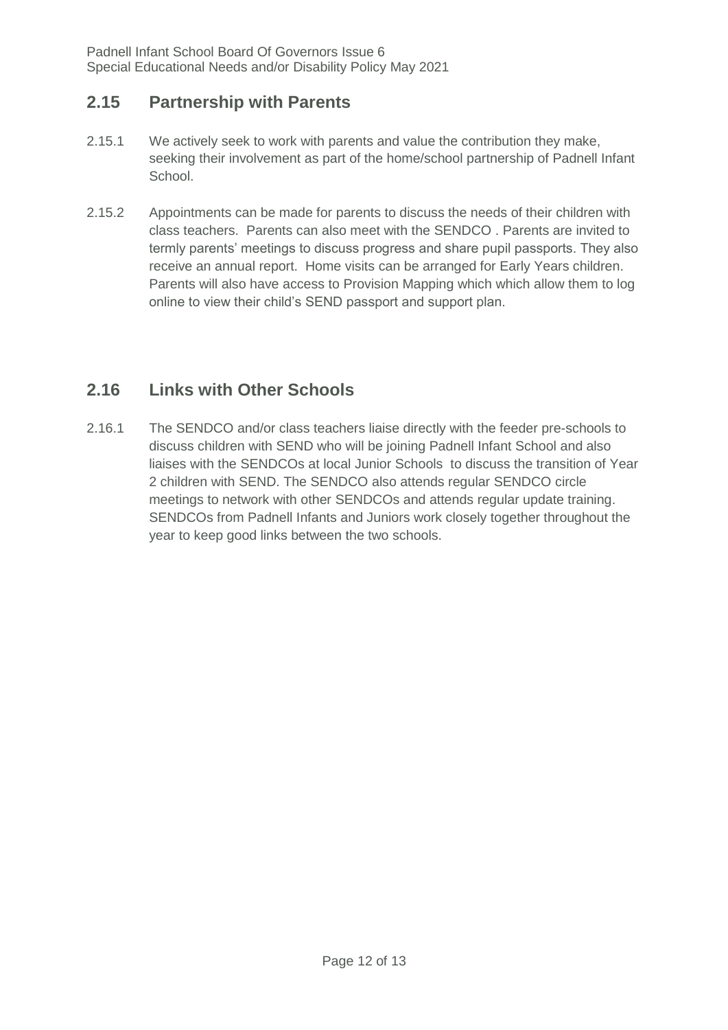## 2.15 Partnership with Parents

2.15.1 We actively seek to work with parents and value the contribution they make, seeking their involvement as part of the home/school partnership of Padnell Infant School.

2.15.2 Appointments can be made for parents to discuss the needs of their children with class teachers. Parents can also meet with the SENDCO . Parents are invited to termly parents' meetings to discuss progress and share pupil passports. They also receive an annual report. Home visits can be arranged for Early Years children. Parents will also have access to Provision Mapping which which allow them to log online to view their child's SEND passport and support plan.

## 2.16 Links with Other Schools

2.16.1 The SENDCO and/or class teachers liaise directly with the feeder pre-schools to discuss children with SEND who will be joining Padnell Infant School and also liaises with the SENDCOs at local Junior Schools to discuss the transition of Year 2 children with SEND. The SENDCO also attends regular SENDCO circle meetings to network with other SENDCOs and attends regular update training. SENDCOs from Padnell Infants and Juniors work closely together throughout the year to keep good links between the two schools.